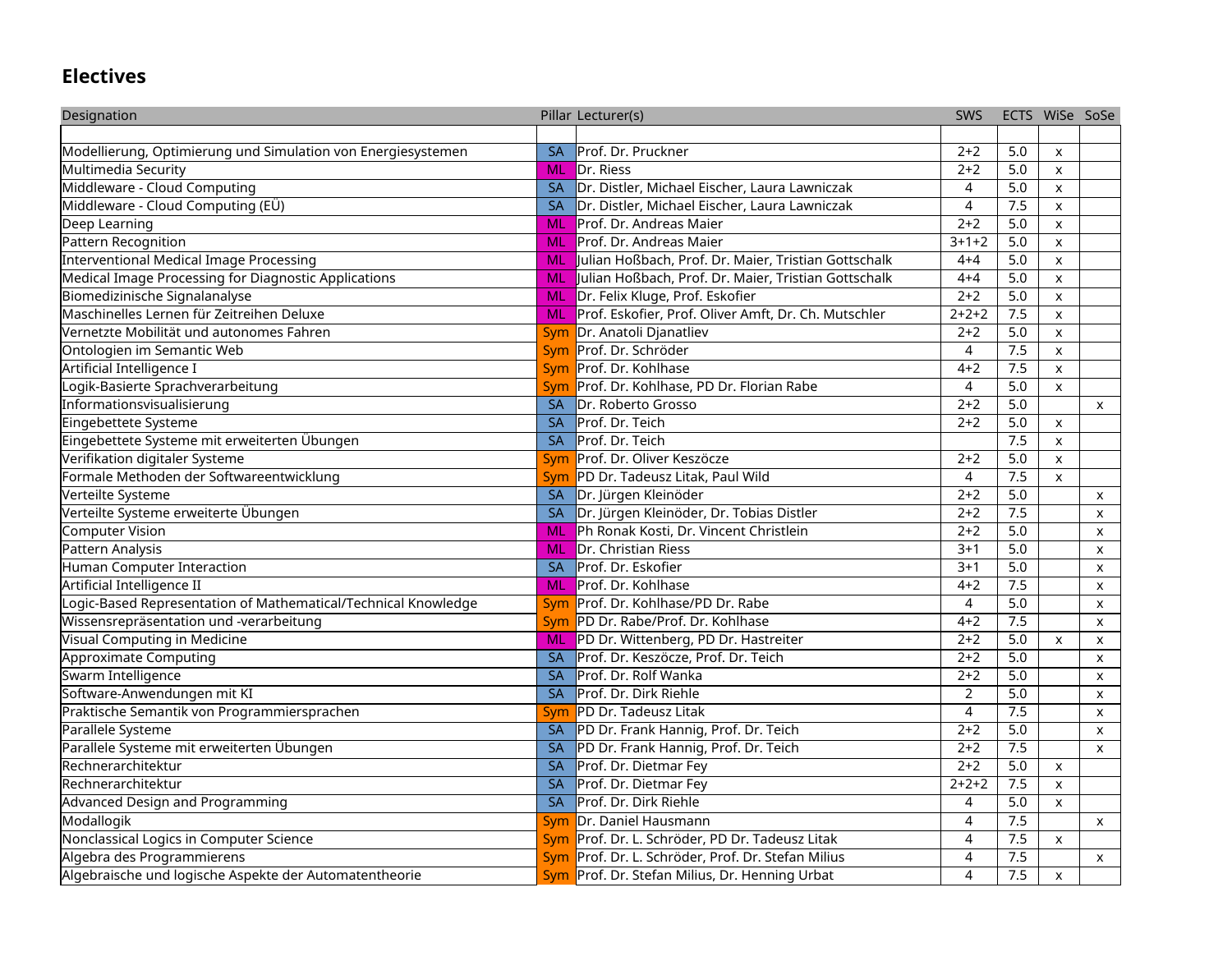## Electives

| Designation | Pillar | Lecturer(s) | SWS | ECTS | WiSe | SoSe |
|---|---|---|---|---|---|---|
| | | | | | | |
| Modellierung, Optimierung und Simulation von Energiesystemen | SA | Prof. Dr. Pruckner | 2+2 | 5.0 | x | |
| Multimedia Security | ML | Dr. Riess | 2+2 | 5.0 | x | |
| Middleware - Cloud Computing | SA | Dr. Distler, Michael Eischer, Laura Lawniczak | 4 | 5.0 | x | |
| Middleware - Cloud Computing (EÜ) | SA | Dr. Distler, Michael Eischer, Laura Lawniczak | 4 | 7.5 | x | |
| Deep Learning | ML | Prof. Dr. Andreas Maier | 2+2 | 5.0 | x | |
| Pattern Recognition | ML | Prof. Dr. Andreas Maier | 3+1+2 | 5.0 | x | |
| Interventional Medical Image Processing | ML | Julian Hoßbach, Prof. Dr. Maier, Tristian Gottschalk | 4+4 | 5.0 | x | |
| Medical Image Processing for Diagnostic Applications | ML | Julian Hoßbach, Prof. Dr. Maier, Tristian Gottschalk | 4+4 | 5.0 | x | |
| Biomedizinische Signalanalyse | ML | Dr. Felix Kluge, Prof. Eskofier | 2+2 | 5.0 | x | |
| Maschinelles Lernen für Zeitreihen Deluxe | ML | Prof. Eskofier, Prof. Oliver Amft, Dr. Ch. Mutschler | 2+2+2 | 7.5 | x | |
| Vernetzte Mobilität und autonomes Fahren | Sym | Dr. Anatoli Djanatliev | 2+2 | 5.0 | x | |
| Ontologien im Semantic Web | Sym | Prof. Dr. Schröder | 4 | 7.5 | x | |
| Artificial Intelligence I | Sym | Prof. Dr. Kohlhase | 4+2 | 7.5 | x | |
| Logik-Basierte Sprachverarbeitung | Sym | Prof. Dr. Kohlhase, PD Dr. Florian Rabe | 4 | 5.0 | x | |
| Informationsvisualisierung | SA | Dr. Roberto Grosso | 2+2 | 5.0 | | x |
| Eingebettete Systeme | SA | Prof. Dr. Teich | 2+2 | 5.0 | x | |
| Eingebettete Systeme mit erweiterten Übungen | SA | Prof. Dr. Teich | | 7.5 | x | |
| Verifikation digitaler Systeme | Sym | Prof. Dr. Oliver Keszöcze | 2+2 | 5.0 | x | |
| Formale Methoden der Softwareentwicklung | Sym | PD Dr. Tadeusz Litak, Paul Wild | 4 | 7.5 | x | |
| Verteilte Systeme | SA | Dr. Jürgen Kleinöder | 2+2 | 5.0 | | x |
| Verteilte Systeme erweiterte Übungen | SA | Dr. Jürgen Kleinöder, Dr. Tobias Distler | 2+2 | 7.5 | | x |
| Computer Vision | ML | Ph Ronak Kosti, Dr. Vincent Christlein | 2+2 | 5.0 | | x |
| Pattern Analysis | ML | Dr. Christian Riess | 3+1 | 5.0 | | x |
| Human Computer Interaction | SA | Prof. Dr. Eskofier | 3+1 | 5.0 | | x |
| Artificial Intelligence II | ML | Prof. Dr. Kohlhase | 4+2 | 7.5 | | x |
| Logic-Based Representation of Mathematical/Technical Knowledge | Sym | Prof. Dr. Kohlhase/PD Dr. Rabe | 4 | 5.0 | | x |
| Wissensrepräsentation und -verarbeitung | Sym | PD Dr. Rabe/Prof. Dr. Kohlhase | 4+2 | 7.5 | | x |
| Visual Computing in Medicine | ML | PD Dr. Wittenberg, PD Dr. Hastreiter | 2+2 | 5.0 | x | x |
| Approximate Computing | SA | Prof. Dr. Keszöcze, Prof. Dr. Teich | 2+2 | 5.0 | | x |
| Swarm Intelligence | SA | Prof. Dr. Rolf Wanka | 2+2 | 5.0 | | x |
| Software-Anwendungen mit KI | SA | Prof. Dr. Dirk Riehle | 2 | 5.0 | | x |
| Praktische Semantik von Programmiersprachen | Sym | PD Dr. Tadeusz Litak | 4 | 7.5 | | x |
| Parallele Systeme | SA | PD Dr. Frank Hannig, Prof. Dr. Teich | 2+2 | 5.0 | | x |
| Parallele Systeme mit erweiterten Übungen | SA | PD Dr. Frank Hannig, Prof. Dr. Teich | 2+2 | 7.5 | | x |
| Rechnerarchitektur | SA | Prof. Dr. Dietmar Fey | 2+2 | 5.0 | x | |
| Rechnerarchitektur | SA | Prof. Dr. Dietmar Fey | 2+2+2 | 7.5 | x | |
| Advanced Design and Programming | SA | Prof. Dr. Dirk Riehle | 4 | 5.0 | x | |
| Modallogik | Sym | Dr. Daniel Hausmann | 4 | 7.5 | | x |
| Nonclassical Logics in Computer Science | Sym | Prof. Dr. L. Schröder, PD Dr. Tadeusz Litak | 4 | 7.5 | x | |
| Algebra des Programmierens | Sym | Prof. Dr. L. Schröder, Prof. Dr. Stefan Milius | 4 | 7.5 | | x |
| Algebraische und logische Aspekte der Automatentheorie | Sym | Prof. Dr. Stefan Milius, Dr. Henning Urbat | 4 | 7.5 | x | |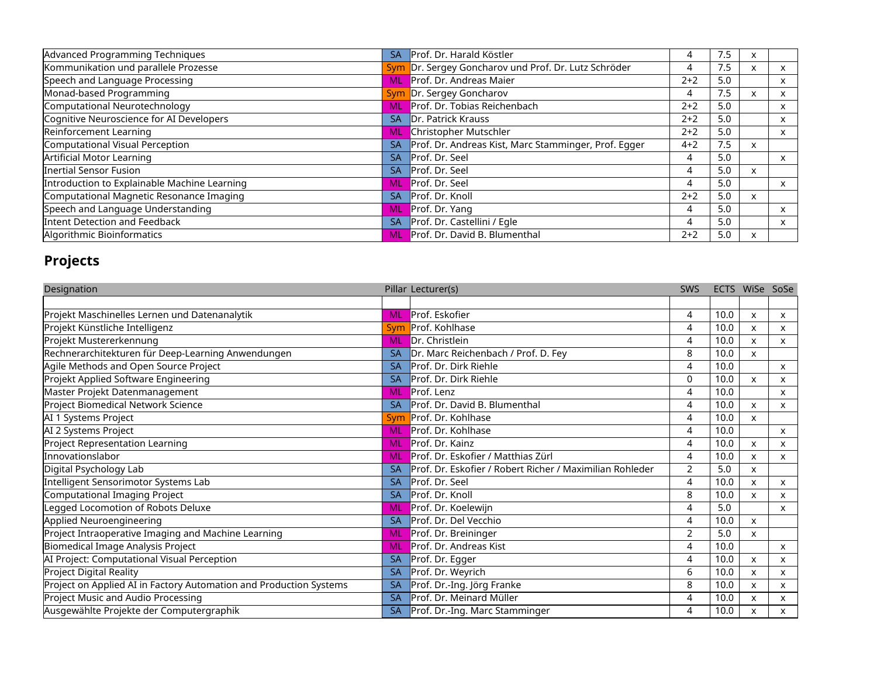| | | | | | | |
|---|---|---|---|---|---|---|
| Advanced Programming Techniques | SA | Prof. Dr. Harald Köstler | 4 | 7.5 | x | |
| Kommunikation und parallele Prozesse | Sym | Dr. Sergey Goncharov und Prof. Dr. Lutz Schröder | 4 | 7.5 | x | x |
| Speech and Language Processing | ML | Prof. Dr. Andreas Maier | 2+2 | 5.0 | | x |
| Monad-based Programming | Sym | Dr. Sergey Goncharov | 4 | 7.5 | x | x |
| Computational Neurotechnology | ML | Prof. Dr. Tobias Reichenbach | 2+2 | 5.0 | | x |
| Cognitive Neuroscience for AI Developers | SA | Dr. Patrick Krauss | 2+2 | 5.0 | | x |
| Reinforcement Learning | ML | Christopher Mutschler | 2+2 | 5.0 | | x |
| Computational Visual Perception | SA | Prof. Dr. Andreas Kist, Marc Stamminger, Prof. Egger | 4+2 | 7.5 | x | |
| Artificial Motor Learning | SA | Prof. Dr. Seel | 4 | 5.0 | | x |
| Inertial Sensor Fusion | SA | Prof. Dr. Seel | 4 | 5.0 | x | |
| Introduction to Explainable Machine Learning | ML | Prof. Dr. Seel | 4 | 5.0 | | x |
| Computational Magnetic Resonance Imaging | SA | Prof. Dr. Knoll | 2+2 | 5.0 | x | |
| Speech and Language Understanding | ML | Prof. Dr. Yang | 4 | 5.0 | | x |
| Intent Detection and Feedback | SA | Prof. Dr. Castellini / Egle | 4 | 5.0 | | x |
| Algorithmic Bioinformatics | ML | Prof. Dr. David B. Blumenthal | 2+2 | 5.0 | x | |

## Projects

| Designation | Pillar | Lecturer(s) | SWS | ECTS | WiSe | SoSe |
|---|---|---|---|---|---|---|
| | | | | | | |
| Projekt Maschinelles Lernen und Datenanalytik | ML | Prof. Eskofier | 4 | 10.0 | x | x |
| Projekt Künstliche Intelligenz | Sym | Prof. Kohlhase | 4 | 10.0 | x | x |
| Projekt Mustererkennung | ML | Dr. Christlein | 4 | 10.0 | x | x |
| Rechnerarchitekturen für Deep-Learning Anwendungen | SA | Dr. Marc Reichenbach / Prof. D. Fey | 8 | 10.0 | x | |
| Agile Methods and Open Source Project | SA | Prof. Dr. Dirk Riehle | 4 | 10.0 | | x |
| Projekt Applied Software Engineering | SA | Prof. Dr. Dirk Riehle | 0 | 10.0 | x | x |
| Master Projekt Datenmanagement | ML | Prof. Lenz | 4 | 10.0 | | x |
| Project Biomedical Network Science | SA | Prof. Dr. David B. Blumenthal | 4 | 10.0 | x | x |
| AI 1 Systems Project | Sym | Prof. Dr. Kohlhase | 4 | 10.0 | x | |
| AI 2 Systems Project | ML | Prof. Dr. Kohlhase | 4 | 10.0 | | x |
| Project Representation Learning | ML | Prof. Dr. Kainz | 4 | 10.0 | x | x |
| Innovationslabor | ML | Prof. Dr. Eskofier / Matthias Zürl | 4 | 10.0 | x | x |
| Digital Psychology Lab | SA | Prof. Dr. Eskofier / Robert Richer / Maximilian Rohleder | 2 | 5.0 | x | |
| Intelligent Sensorimotor Systems Lab | SA | Prof. Dr. Seel | 4 | 10.0 | x | x |
| Computational Imaging Project | SA | Prof. Dr. Knoll | 8 | 10.0 | x | x |
| Legged Locomotion of Robots Deluxe | ML | Prof. Dr. Koelewijn | 4 | 5.0 | | x |
| Applied Neuroengineering | SA | Prof. Dr. Del Vecchio | 4 | 10.0 | x | |
| Project Intraoperative Imaging and Machine Learning | ML | Prof. Dr. Breininger | 2 | 5.0 | x | |
| Biomedical Image Analysis Project | ML | Prof. Dr. Andreas Kist | 4 | 10.0 | | x |
| AI Project: Computational Visual Perception | SA | Prof. Dr. Egger | 4 | 10.0 | x | x |
| Project Digital Reality | SA | Prof. Dr. Weyrich | 6 | 10.0 | x | x |
| Project on Applied AI in Factory Automation and Production Systems | SA | Prof. Dr.-Ing. Jörg Franke | 8 | 10.0 | x | x |
| Project Music and Audio Processing | SA | Prof. Dr. Meinard Müller | 4 | 10.0 | x | x |
| Ausgewählte Projekte der Computergraphik | SA | Prof. Dr.-Ing. Marc Stamminger | 4 | 10.0 | x | x |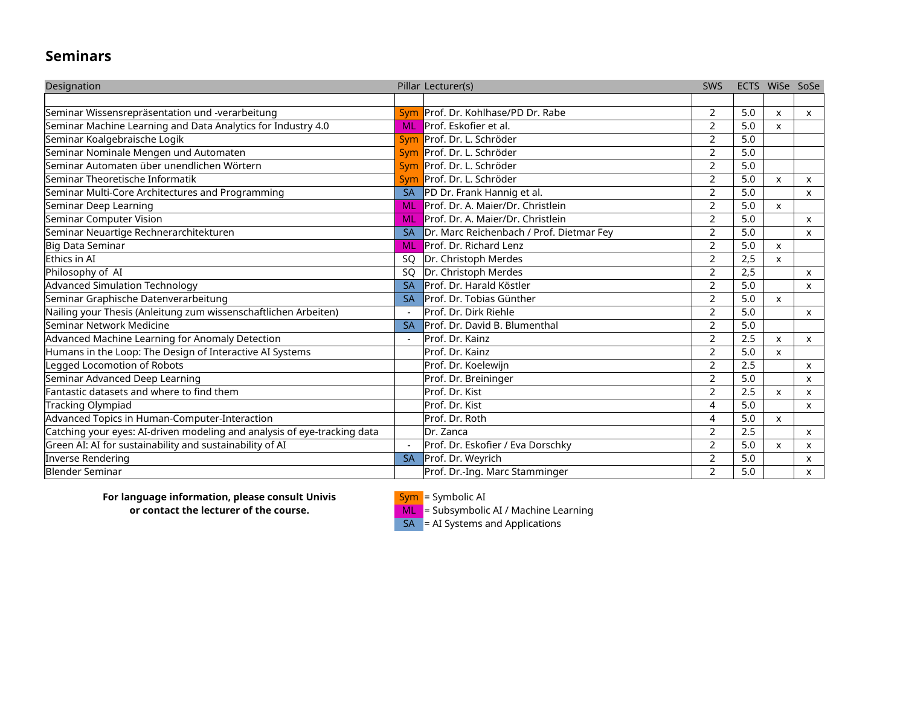## Seminars

| Designation | Pillar | Lecturer(s) | SWS | ECTS | WiSe | SoSe |
|---|---|---|---|---|---|---|
| | | | | | | |
| Seminar Wissensrepräsentation und -verarbeitung | Sym | Prof. Dr. Kohlhase/PD Dr. Rabe | 2 | 5.0 | x | x |
| Seminar Machine Learning and Data Analytics for Industry 4.0 | ML | Prof. Eskofier et al. | 2 | 5.0 | x | |
| Seminar Koalgebraische Logik | Sym | Prof. Dr. L. Schröder | 2 | 5.0 | | |
| Seminar Nominale Mengen und Automaten | Sym | Prof. Dr. L. Schröder | 2 | 5.0 | | |
| Seminar Automaten über unendlichen Wörtern | Sym | Prof. Dr. L. Schröder | 2 | 5.0 | | |
| Seminar Theoretische Informatik | Sym | Prof. Dr. L. Schröder | 2 | 5.0 | x | x |
| Seminar Multi-Core Architectures and Programming | SA | PD Dr. Frank Hannig et al. | 2 | 5.0 | | x |
| Seminar Deep Learning | ML | Prof. Dr. A. Maier/Dr. Christlein | 2 | 5.0 | x | |
| Seminar Computer Vision | ML | Prof. Dr. A. Maier/Dr. Christlein | 2 | 5.0 | | x |
| Seminar Neuartige Rechnerarchitekturen | SA | Dr. Marc Reichenbach / Prof. Dietmar Fey | 2 | 5.0 | | x |
| Big Data Seminar | ML | Prof. Dr. Richard Lenz | 2 | 5.0 | x | |
| Ethics in AI | SQ | Dr. Christoph Merdes | 2 | 2,5 | x | |
| Philosophy of AI | SQ | Dr. Christoph Merdes | 2 | 2,5 | | x |
| Advanced Simulation Technology | SA | Prof. Dr. Harald Köstler | 2 | 5.0 | | x |
| Seminar Graphische Datenverarbeitung | SA | Prof. Dr. Tobias Günther | 2 | 5.0 | x | |
| Nailing your Thesis (Anleitung zum wissenschaftlichen Arbeiten) | - | Prof. Dr. Dirk Riehle | 2 | 5.0 | | x |
| Seminar Network Medicine | SA | Prof. Dr. David B. Blumenthal | 2 | 5.0 | | |
| Advanced Machine Learning for Anomaly Detection | - | Prof. Dr. Kainz | 2 | 2.5 | x | x |
| Humans in the Loop: The Design of Interactive AI Systems | | Prof. Dr. Kainz | 2 | 5.0 | x | |
| Legged Locomotion of Robots | | Prof. Dr. Koelewijn | 2 | 2.5 | | x |
| Seminar Advanced Deep Learning | | Prof. Dr. Breininger | 2 | 5.0 | | x |
| Fantastic datasets and where to find them | | Prof. Dr. Kist | 2 | 2.5 | x | x |
| Tracking Olympiad | | Prof. Dr. Kist | 4 | 5.0 | | x |
| Advanced Topics in Human-Computer-Interaction | | Prof. Dr. Roth | 4 | 5.0 | x | |
| Catching your eyes: AI-driven modeling and analysis of eye-tracking data | | Dr. Zanca | 2 | 2.5 | | x |
| Green AI: AI for sustainability and sustainability of AI | - | Prof. Dr. Eskofier / Eva Dorschky | 2 | 5.0 | x | x |
| Inverse Rendering | SA | Prof. Dr. Weyrich | 2 | 5.0 | | x |
| Blender Seminar | | Prof. Dr.-Ing. Marc Stamminger | 2 | 5.0 | | x |

**For language information, please consult Univis or contact the lecturer of the course.**

Sym = Symbolic AI
ML = Subsymbolic AI / Machine Learning
SA = AI Systems and Applications